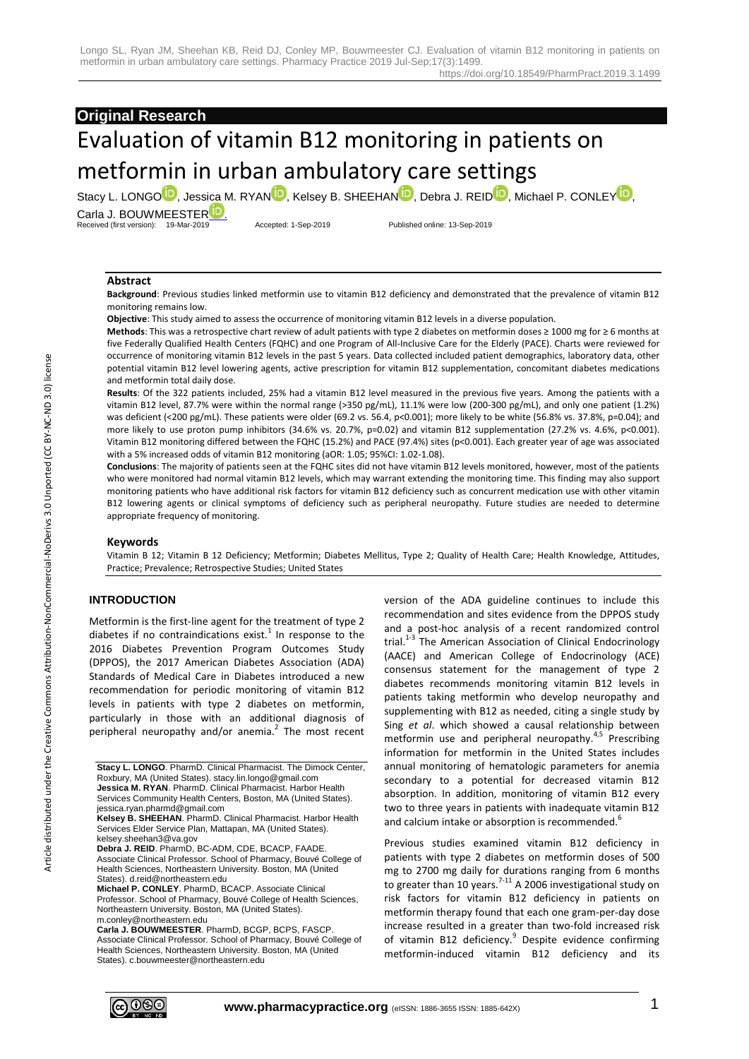## Original Research

# Evaluation of vitamin B12 monitoring in patients on metformin in urban ambulatory care settings

Stacy L. LONGO, Jessica M. RYAN, Kelsey B. SHEEHAN, Debra J. REID, Michael P. CONLEY, Carla J. BOUWMEESTER.

Received (first version): 19-Mar-2019 Accepted: 1-Sep-2019 Published online: 13-Sep-2019

### Abstract

**Background**: Previous studies linked metformin use to vitamin B12 deficiency and demonstrated that the prevalence of vitamin B12 monitoring remains low.

**Objective**: This study aimed to assess the occurrence of monitoring vitamin B12 levels in a diverse population.

**Methods**: This was a retrospective chart review of adult patients with type 2 diabetes on metformin doses ≥ 1000 mg for ≥ 6 months at five Federally Qualified Health Centers (FQHC) and one Program of All-Inclusive Care for the Elderly (PACE). Charts were reviewed for occurrence of monitoring vitamin B12 levels in the past 5 years. Data collected included patient demographics, laboratory data, other potential vitamin B12 level lowering agents, active prescription for vitamin B12 supplementation, concomitant diabetes medications and metformin total daily dose.

**Results**: Of the 322 patients included, 25% had a vitamin B12 level measured in the previous five years. Among the patients with a vitamin B12 level, 87.7% were within the normal range (>350 pg/mL), 11.1% were low (200-300 pg/mL), and only one patient (1.2%) was deficient (<200 pg/mL). These patients were older (69.2 vs. 56.4, p<0.001); more likely to be white (56.8% vs. 37.8%, p=0.04); and more likely to use proton pump inhibitors (34.6% vs. 20.7%, p=0.02) and vitamin B12 supplementation (27.2% vs. 4.6%, p<0.001). Vitamin B12 monitoring differed between the FQHC (15.2%) and PACE (97.4%) sites (p<0.001). Each greater year of age was associated with a 5% increased odds of vitamin B12 monitoring (aOR: 1.05; 95%CI: 1.02-1.08).

**Conclusions**: The majority of patients seen at the FQHC sites did not have vitamin B12 levels monitored, however, most of the patients who were monitored had normal vitamin B12 levels, which may warrant extending the monitoring time. This finding may also support monitoring patients who have additional risk factors for vitamin B12 deficiency such as concurrent medication use with other vitamin B12 lowering agents or clinical symptoms of deficiency such as peripheral neuropathy. Future studies are needed to determine appropriate frequency of monitoring.

### Keywords

Vitamin B 12; Vitamin B 12 Deficiency; Metformin; Diabetes Mellitus, Type 2; Quality of Health Care; Health Knowledge, Attitudes, Practice; Prevalence; Retrospective Studies; United States

## INTRODUCTION

Metformin is the first-line agent for the treatment of type 2 diabetes if no contraindications exist.[1] In response to the 2016 Diabetes Prevention Program Outcomes Study (DPPOS), the 2017 American Diabetes Association (ADA) Standards of Medical Care in Diabetes introduced a new recommendation for periodic monitoring of vitamin B12 levels in patients with type 2 diabetes on metformin, particularly in those with an additional diagnosis of peripheral neuropathy and/or anemia.[2] The most recent version of the ADA guideline continues to include this recommendation and sites evidence from the DPPOS study and a post-hoc analysis of a recent randomized control trial.[1-3] The American Association of Clinical Endocrinology (AACE) and American College of Endocrinology (ACE) consensus statement for the management of type 2 diabetes recommends monitoring vitamin B12 levels in patients taking metformin who develop neuropathy and supplementing with B12 as needed, citing a single study by Sing *et al*. which showed a causal relationship between metformin use and peripheral neuropathy.[4,5] Prescribing information for metformin in the United States includes annual monitoring of hematologic parameters for anemia secondary to a potential for decreased vitamin B12 absorption. In addition, monitoring of vitamin B12 every two to three years in patients with inadequate vitamin B12 and calcium intake or absorption is recommended.[6]

Previous studies examined vitamin B12 deficiency in patients with type 2 diabetes on metformin doses of 500 mg to 2700 mg daily for durations ranging from 6 months to greater than 10 years.[7-11] A 2006 investigational study on risk factors for vitamin B12 deficiency in patients on metformin therapy found that each one gram-per-day dose increase resulted in a greater than two-fold increased risk of vitamin B12 deficiency.[9] Despite evidence confirming metformin-induced vitamin B12 deficiency and its

---

**Stacy L. LONGO**. PharmD. Clinical Pharmacist. The Dimock Center, Roxbury, MA (United States). stacy.lin.longo@gmail.com

**Jessica M. RYAN**. PharmD. Clinical Pharmacist. Harbor Health Services Community Health Centers, Boston, MA (United States). jessica.ryan.pharmd@gmail.com

**Kelsey B. SHEEHAN**. PharmD. Clinical Pharmacist. Harbor Health Services Elder Service Plan, Mattapan, MA (United States). kelsey.sheehan3@va.gov

**Debra J. REID**. PharmD, BC-ADM, CDE, BCACP, FAADE. Associate Clinical Professor. School of Pharmacy, Bouvé College of Health Sciences, Northeastern University. Boston, MA (United States). d.reid@northeastern.edu

**Michael P. CONLEY**. PharmD, BCACP. Associate Clinical Professor. School of Pharmacy, Bouvé College of Health Sciences, Northeastern University. Boston, MA (United States). m.conley@northeastern.edu

**Carla J. BOUWMEESTER**. PharmD, BCGP, BCPS, FASCP. Associate Clinical Professor. School of Pharmacy, Bouvé College of Health Sciences, Northeastern University. Boston, MA (United States). c.bouwmeester@northeastern.edu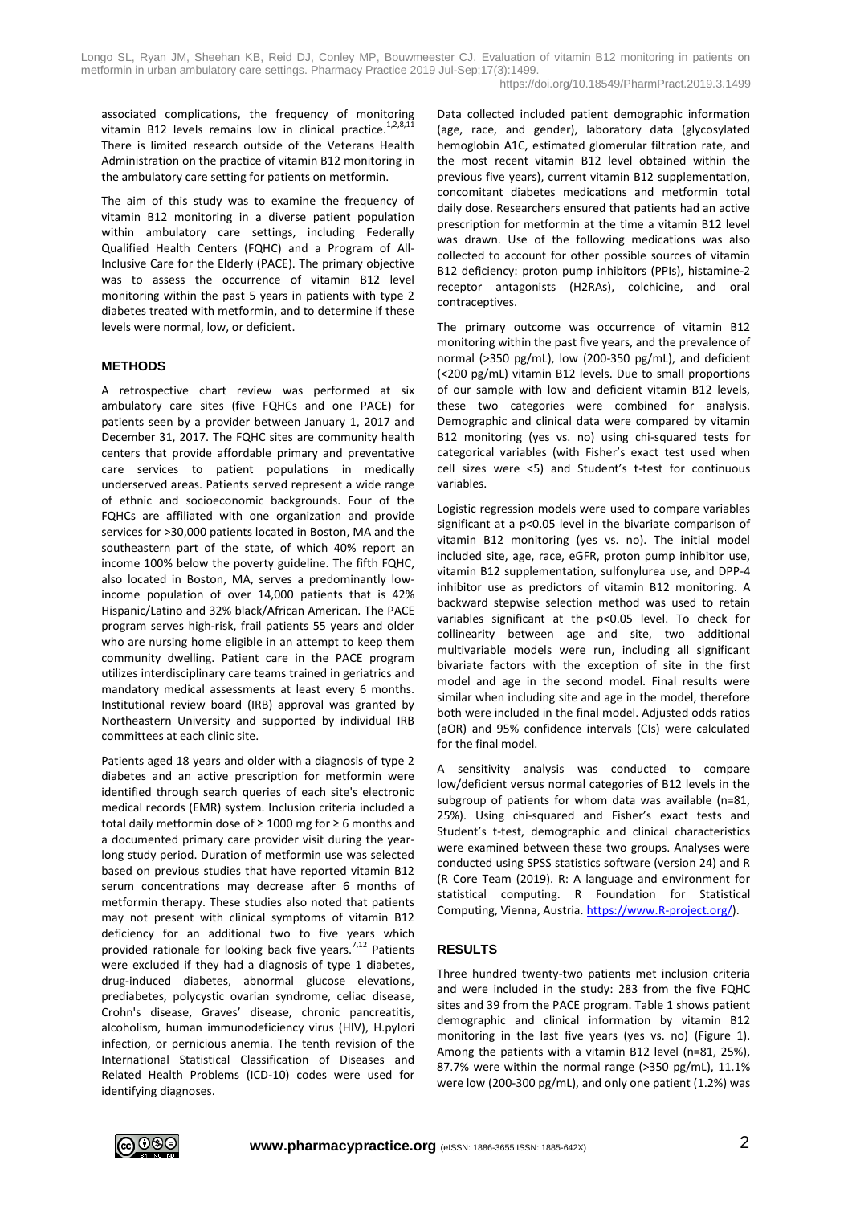associated complications, the frequency of monitoring vitamin B12 levels remains low in clinical practice.[1,2,8,11] There is limited research outside of the Veterans Health Administration on the practice of vitamin B12 monitoring in the ambulatory care setting for patients on metformin.

The aim of this study was to examine the frequency of vitamin B12 monitoring in a diverse patient population within ambulatory care settings, including Federally Qualified Health Centers (FQHC) and a Program of All-Inclusive Care for the Elderly (PACE). The primary objective was to assess the occurrence of vitamin B12 level monitoring within the past 5 years in patients with type 2 diabetes treated with metformin, and to determine if these levels were normal, low, or deficient.

## METHODS

A retrospective chart review was performed at six ambulatory care sites (five FQHCs and one PACE) for patients seen by a provider between January 1, 2017 and December 31, 2017. The FQHC sites are community health centers that provide affordable primary and preventative care services to patient populations in medically underserved areas. Patients served represent a wide range of ethnic and socioeconomic backgrounds. Four of the FQHCs are affiliated with one organization and provide services for >30,000 patients located in Boston, MA and the southeastern part of the state, of which 40% report an income 100% below the poverty guideline. The fifth FQHC, also located in Boston, MA, serves a predominantly low-income population of over 14,000 patients that is 42% Hispanic/Latino and 32% black/African American. The PACE program serves high-risk, frail patients 55 years and older who are nursing home eligible in an attempt to keep them community dwelling. Patient care in the PACE program utilizes interdisciplinary care teams trained in geriatrics and mandatory medical assessments at least every 6 months. Institutional review board (IRB) approval was granted by Northeastern University and supported by individual IRB committees at each clinic site.

Patients aged 18 years and older with a diagnosis of type 2 diabetes and an active prescription for metformin were identified through search queries of each site's electronic medical records (EMR) system. Inclusion criteria included a total daily metformin dose of ≥ 1000 mg for ≥ 6 months and a documented primary care provider visit during the year-long study period. Duration of metformin use was selected based on previous studies that have reported vitamin B12 serum concentrations may decrease after 6 months of metformin therapy. These studies also noted that patients may not present with clinical symptoms of vitamin B12 deficiency for an additional two to five years which provided rationale for looking back five years.[7,12] Patients were excluded if they had a diagnosis of type 1 diabetes, drug-induced diabetes, abnormal glucose elevations, prediabetes, polycystic ovarian syndrome, celiac disease, Crohn's disease, Graves' disease, chronic pancreatitis, alcoholism, human immunodeficiency virus (HIV), H.pylori infection, or pernicious anemia. The tenth revision of the International Statistical Classification of Diseases and Related Health Problems (ICD-10) codes were used for identifying diagnoses.

Data collected included patient demographic information (age, race, and gender), laboratory data (glycosylated hemoglobin A1C, estimated glomerular filtration rate, and the most recent vitamin B12 level obtained within the previous five years), current vitamin B12 supplementation, concomitant diabetes medications and metformin total daily dose. Researchers ensured that patients had an active prescription for metformin at the time a vitamin B12 level was drawn. Use of the following medications was also collected to account for other possible sources of vitamin B12 deficiency: proton pump inhibitors (PPIs), histamine-2 receptor antagonists (H2RAs), colchicine, and oral contraceptives.

The primary outcome was occurrence of vitamin B12 monitoring within the past five years, and the prevalence of normal (>350 pg/mL), low (200-350 pg/mL), and deficient (<200 pg/mL) vitamin B12 levels. Due to small proportions of our sample with low and deficient vitamin B12 levels, these two categories were combined for analysis. Demographic and clinical data were compared by vitamin B12 monitoring (yes vs. no) using chi-squared tests for categorical variables (with Fisher's exact test used when cell sizes were <5) and Student's t-test for continuous variables.

Logistic regression models were used to compare variables significant at a $p<0.05$ level in the bivariate comparison of vitamin B12 monitoring (yes vs. no). The initial model included site, age, race, eGFR, proton pump inhibitor use, vitamin B12 supplementation, sulfonylurea use, and DPP-4 inhibitor use as predictors of vitamin B12 monitoring. A backward stepwise selection method was used to retain variables significant at the $p<0.05$ level. To check for collinearity between age and site, two additional multivariable models were run, including all significant bivariate factors with the exception of site in the first model and age in the second model. Final results were similar when including site and age in the model, therefore both were included in the final model. Adjusted odds ratios (aOR) and 95% confidence intervals (CIs) were calculated for the final model.

A sensitivity analysis was conducted to compare low/deficient versus normal categories of B12 levels in the subgroup of patients for whom data was available (n=81, 25%). Using chi-squared and Fisher's exact tests and Student's t-test, demographic and clinical characteristics were examined between these two groups. Analyses were conducted using SPSS statistics software (version 24) and R (R Core Team (2019). R: A language and environment for statistical computing. R Foundation for Statistical Computing, Vienna, Austria. https://www.R-project.org/).

## RESULTS

Three hundred twenty-two patients met inclusion criteria and were included in the study: 283 from the five FQHC sites and 39 from the PACE program. Table 1 shows patient demographic and clinical information by vitamin B12 monitoring in the last five years (yes vs. no) (Figure 1). Among the patients with a vitamin B12 level (n=81, 25%), 87.7% were within the normal range (>350 pg/mL), 11.1% were low (200-300 pg/mL), and only one patient (1.2%) was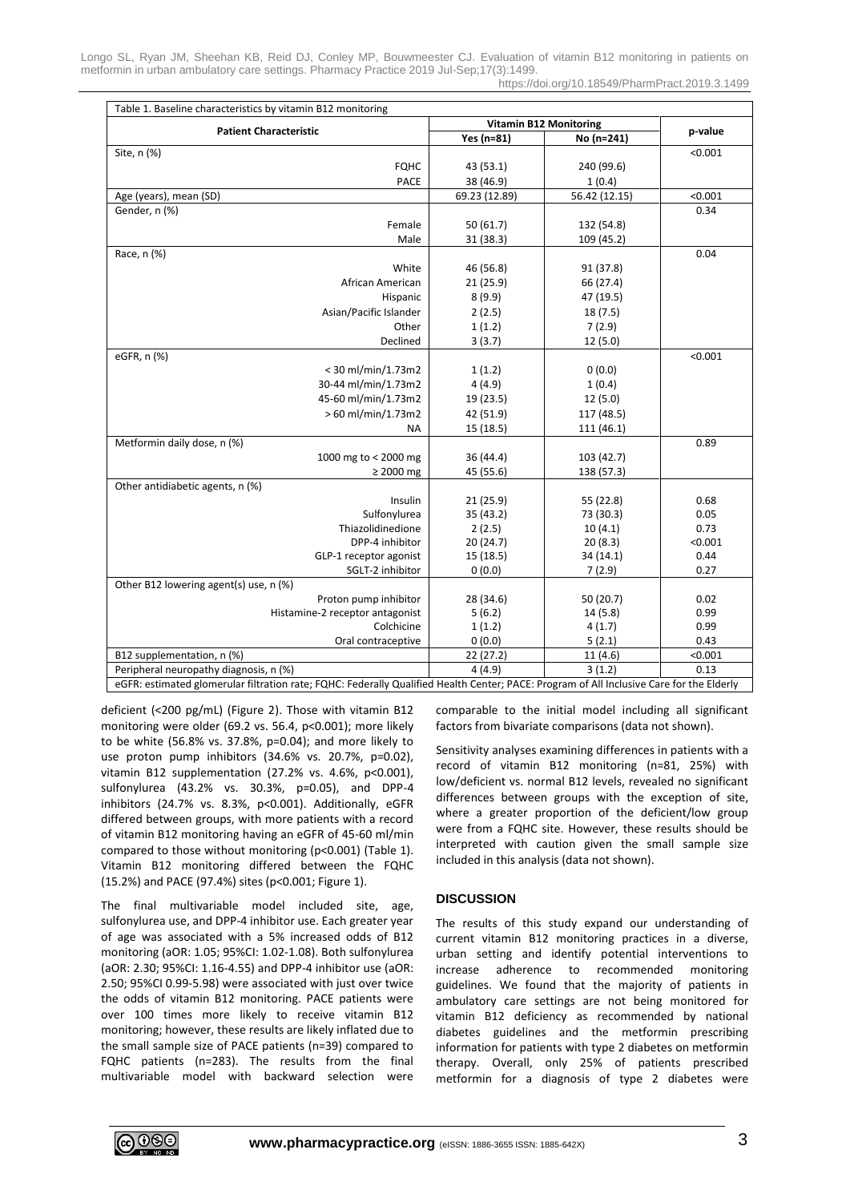Table 1. Baseline characteristics by vitamin B12 monitoring

| Patient Characteristic | Vitamin B12 Monitoring | | p-value |
|---|---|---|---|
| | Yes (n=81) | No (n=241) | |
| Site, n (%) | | | <0.001 |
| FQHC | 43 (53.1) | 240 (99.6) | |
| PACE | 38 (46.9) | 1 (0.4) | |
| Age (years), mean (SD) | 69.23 (12.89) | 56.42 (12.15) | <0.001 |
| Gender, n (%) | | | 0.34 |
| Female | 50 (61.7) | 132 (54.8) | |
| Male | 31 (38.3) | 109 (45.2) | |
| Race, n (%) | | | 0.04 |
| White | 46 (56.8) | 91 (37.8) | |
| African American | 21 (25.9) | 66 (27.4) | |
| Hispanic | 8 (9.9) | 47 (19.5) | |
| Asian/Pacific Islander | 2 (2.5) | 18 (7.5) | |
| Other | 1 (1.2) | 7 (2.9) | |
| Declined | 3 (3.7) | 12 (5.0) | |
| eGFR, n (%) | | | <0.001 |
| < 30 ml/min/1.73m2 | 1 (1.2) | 0 (0.0) | |
| 30-44 ml/min/1.73m2 | 4 (4.9) | 1 (0.4) | |
| 45-60 ml/min/1.73m2 | 19 (23.5) | 12 (5.0) | |
| > 60 ml/min/1.73m2 | 42 (51.9) | 117 (48.5) | |
| NA | 15 (18.5) | 111 (46.1) | |
| Metformin daily dose, n (%) | | | 0.89 |
| 1000 mg to < 2000 mg | 36 (44.4) | 103 (42.7) | |
| ≥ 2000 mg | 45 (55.6) | 138 (57.3) | |
| Other antidiabetic agents, n (%) | | | |
| Insulin | 21 (25.9) | 55 (22.8) | 0.68 |
| Sulfonylurea | 35 (43.2) | 73 (30.3) | 0.05 |
| Thiazolidinedione | 2 (2.5) | 10 (4.1) | 0.73 |
| DPP-4 inhibitor | 20 (24.7) | 20 (8.3) | <0.001 |
| GLP-1 receptor agonist | 15 (18.5) | 34 (14.1) | 0.44 |
| SGLT-2 inhibitor | 0 (0.0) | 7 (2.9) | 0.27 |
| Other B12 lowering agent(s) use, n (%) | | | |
| Proton pump inhibitor | 28 (34.6) | 50 (20.7) | 0.02 |
| Histamine-2 receptor antagonist | 5 (6.2) | 14 (5.8) | 0.99 |
| Colchicine | 1 (1.2) | 4 (1.7) | 0.99 |
| Oral contraceptive | 0 (0.0) | 5 (2.1) | 0.43 |
| B12 supplementation, n (%) | 22 (27.2) | 11 (4.6) | <0.001 |
| Peripheral neuropathy diagnosis, n (%) | 4 (4.9) | 3 (1.2) | 0.13 |

eGFR: estimated glomerular filtration rate; FQHC: Federally Qualified Health Center; PACE: Program of All Inclusive Care for the Elderly

deficient (<200 pg/mL) (Figure 2). Those with vitamin B12 monitoring were older (69.2 vs. 56.4, p<0.001); more likely to be white (56.8% vs. 37.8%, p=0.04); and more likely to use proton pump inhibitors (34.6% vs. 20.7%, p=0.02), vitamin B12 supplementation (27.2% vs. 4.6%, p<0.001), sulfonylurea (43.2% vs. 30.3%, p=0.05), and DPP-4 inhibitors (24.7% vs. 8.3%, p<0.001). Additionally, eGFR differed between groups, with more patients with a record of vitamin B12 monitoring having an eGFR of 45-60 ml/min compared to those without monitoring (p<0.001) (Table 1). Vitamin B12 monitoring differed between the FQHC (15.2%) and PACE (97.4%) sites (p<0.001; Figure 1).

The final multivariable model included site, age, sulfonylurea use, and DPP-4 inhibitor use. Each greater year of age was associated with a 5% increased odds of B12 monitoring (aOR: 1.05; 95%CI: 1.02-1.08). Both sulfonylurea (aOR: 2.30; 95%CI: 1.16-4.55) and DPP-4 inhibitor use (aOR: 2.50; 95%CI 0.99-5.98) were associated with just over twice the odds of vitamin B12 monitoring. PACE patients were over 100 times more likely to receive vitamin B12 monitoring; however, these results are likely inflated due to the small sample size of PACE patients (n=39) compared to FQHC patients (n=283). The results from the final multivariable model with backward selection were comparable to the initial model including all significant factors from bivariate comparisons (data not shown).

Sensitivity analyses examining differences in patients with a record of vitamin B12 monitoring (n=81, 25%) with low/deficient vs. normal B12 levels, revealed no significant differences between groups with the exception of site, where a greater proportion of the deficient/low group were from a FQHC site. However, these results should be interpreted with caution given the small sample size included in this analysis (data not shown).

## DISCUSSION

The results of this study expand our understanding of current vitamin B12 monitoring practices in a diverse, urban setting and identify potential interventions to increase adherence to recommended monitoring guidelines. We found that the majority of patients in ambulatory care settings are not being monitored for vitamin B12 deficiency as recommended by national diabetes guidelines and the metformin prescribing information for patients with type 2 diabetes on metformin therapy. Overall, only 25% of patients prescribed metformin for a diagnosis of type 2 diabetes were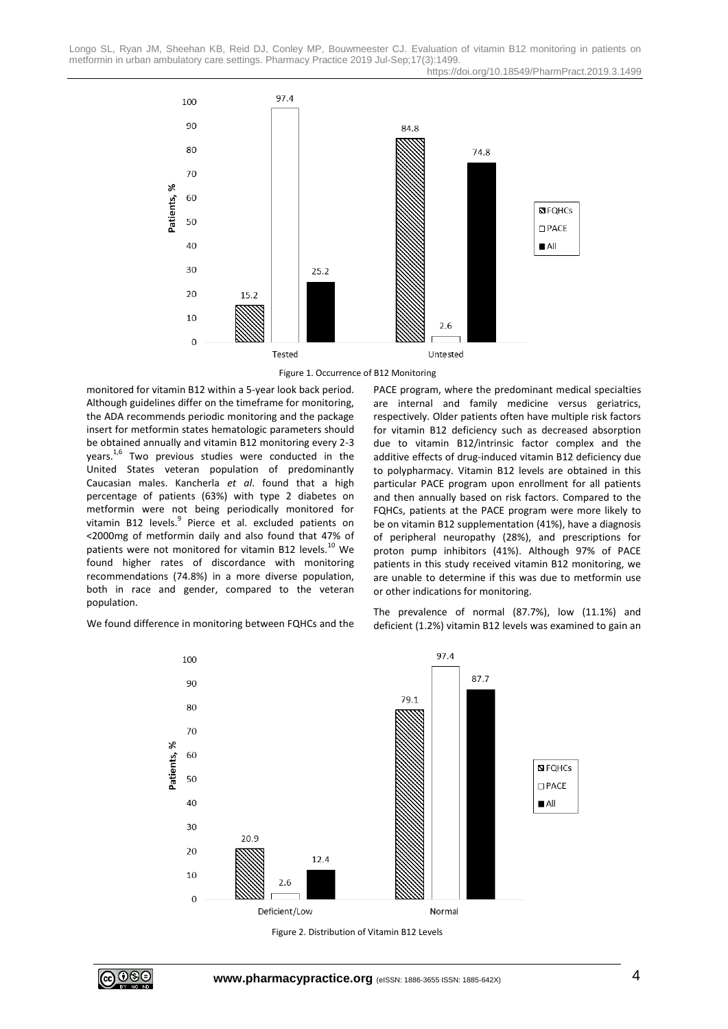Figure 1. Occurrence of B12 Monitoring

monitored for vitamin B12 within a 5-year look back period. Although guidelines differ on the timeframe for monitoring, the ADA recommends periodic monitoring and the package insert for metformin states hematologic parameters should be obtained annually and vitamin B12 monitoring every 2-3 years.[1,6] Two previous studies were conducted in the United States veteran population of predominantly Caucasian males. Kancherla *et al*. found that a high percentage of patients (63%) with type 2 diabetes on metformin were not being periodically monitored for vitamin B12 levels.[9] Pierce et al. excluded patients on <2000mg of metformin daily and also found that 47% of patients were not monitored for vitamin B12 levels.[10] We found higher rates of discordance with monitoring recommendations (74.8%) in a more diverse population, both in race and gender, compared to the veteran population.

We found difference in monitoring between FQHCs and the PACE program, where the predominant medical specialties are internal and family medicine versus geriatrics, respectively. Older patients often have multiple risk factors for vitamin B12 deficiency such as decreased absorption due to vitamin B12/intrinsic factor complex and the additive effects of drug-induced vitamin B12 deficiency due to polypharmacy. Vitamin B12 levels are obtained in this particular PACE program upon enrollment for all patients and then annually based on risk factors. Compared to the FQHCs, patients at the PACE program were more likely to be on vitamin B12 supplementation (41%), have a diagnosis of peripheral neuropathy (28%), and prescriptions for proton pump inhibitors (41%). Although 97% of PACE patients in this study received vitamin B12 monitoring, we are unable to determine if this was due to metformin use or other indications for monitoring.

The prevalence of normal (87.7%), low (11.1%) and deficient (1.2%) vitamin B12 levels was examined to gain an

Figure 2. Distribution of Vitamin B12 Levels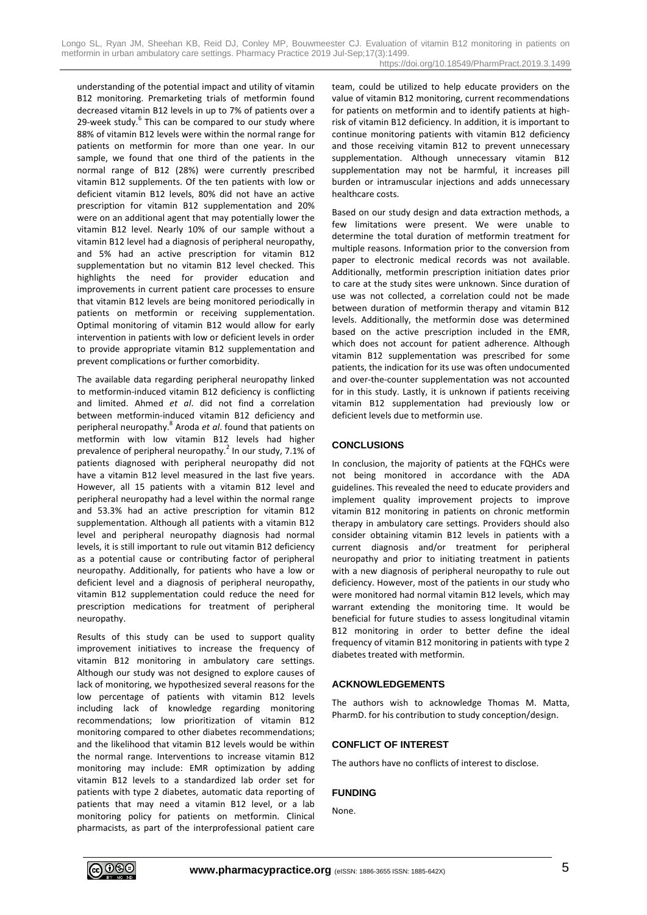understanding of the potential impact and utility of vitamin B12 monitoring. Premarketing trials of metformin found decreased vitamin B12 levels in up to 7% of patients over a 29-week study.[6] This can be compared to our study where 88% of vitamin B12 levels were within the normal range for patients on metformin for more than one year. In our sample, we found that one third of the patients in the normal range of B12 (28%) were currently prescribed vitamin B12 supplements. Of the ten patients with low or deficient vitamin B12 levels, 80% did not have an active prescription for vitamin B12 supplementation and 20% were on an additional agent that may potentially lower the vitamin B12 level. Nearly 10% of our sample without a vitamin B12 level had a diagnosis of peripheral neuropathy, and 5% had an active prescription for vitamin B12 supplementation but no vitamin B12 level checked. This highlights the need for provider education and improvements in current patient care processes to ensure that vitamin B12 levels are being monitored periodically in patients on metformin or receiving supplementation. Optimal monitoring of vitamin B12 would allow for early intervention in patients with low or deficient levels in order to provide appropriate vitamin B12 supplementation and prevent complications or further comorbidity.

The available data regarding peripheral neuropathy linked to metformin-induced vitamin B12 deficiency is conflicting and limited. Ahmed *et al*. did not find a correlation between metformin-induced vitamin B12 deficiency and peripheral neuropathy.[8] Aroda *et al*. found that patients on metformin with low vitamin B12 levels had higher prevalence of peripheral neuropathy.[2] In our study, 7.1% of patients diagnosed with peripheral neuropathy did not have a vitamin B12 level measured in the last five years. However, all 15 patients with a vitamin B12 level and peripheral neuropathy had a level within the normal range and 53.3% had an active prescription for vitamin B12 supplementation. Although all patients with a vitamin B12 level and peripheral neuropathy diagnosis had normal levels, it is still important to rule out vitamin B12 deficiency as a potential cause or contributing factor of peripheral neuropathy. Additionally, for patients who have a low or deficient level and a diagnosis of peripheral neuropathy, vitamin B12 supplementation could reduce the need for prescription medications for treatment of peripheral neuropathy.

Results of this study can be used to support quality improvement initiatives to increase the frequency of vitamin B12 monitoring in ambulatory care settings. Although our study was not designed to explore causes of lack of monitoring, we hypothesized several reasons for the low percentage of patients with vitamin B12 levels including lack of knowledge regarding monitoring recommendations; low prioritization of vitamin B12 monitoring compared to other diabetes recommendations; and the likelihood that vitamin B12 levels would be within the normal range. Interventions to increase vitamin B12 monitoring may include: EMR optimization by adding vitamin B12 levels to a standardized lab order set for patients with type 2 diabetes, automatic data reporting of patients that may need a vitamin B12 level, or a lab monitoring policy for patients on metformin. Clinical pharmacists, as part of the interprofessional patient care team, could be utilized to help educate providers on the value of vitamin B12 monitoring, current recommendations for patients on metformin and to identify patients at high-risk of vitamin B12 deficiency. In addition, it is important to continue monitoring patients with vitamin B12 deficiency and those receiving vitamin B12 to prevent unnecessary supplementation. Although unnecessary vitamin B12 supplementation may not be harmful, it increases pill burden or intramuscular injections and adds unnecessary healthcare costs.

Based on our study design and data extraction methods, a few limitations were present. We were unable to determine the total duration of metformin treatment for multiple reasons. Information prior to the conversion from paper to electronic medical records was not available. Additionally, metformin prescription initiation dates prior to care at the study sites were unknown. Since duration of use was not collected, a correlation could not be made between duration of metformin therapy and vitamin B12 levels. Additionally, the metformin dose was determined based on the active prescription included in the EMR, which does not account for patient adherence. Although vitamin B12 supplementation was prescribed for some patients, the indication for its use was often undocumented and over-the-counter supplementation was not accounted for in this study. Lastly, it is unknown if patients receiving vitamin B12 supplementation had previously low or deficient levels due to metformin use.

## CONCLUSIONS

In conclusion, the majority of patients at the FQHCs were not being monitored in accordance with the ADA guidelines. This revealed the need to educate providers and implement quality improvement projects to improve vitamin B12 monitoring in patients on chronic metformin therapy in ambulatory care settings. Providers should also consider obtaining vitamin B12 levels in patients with a current diagnosis and/or treatment for peripheral neuropathy and prior to initiating treatment in patients with a new diagnosis of peripheral neuropathy to rule out deficiency. However, most of the patients in our study who were monitored had normal vitamin B12 levels, which may warrant extending the monitoring time. It would be beneficial for future studies to assess longitudinal vitamin B12 monitoring in order to better define the ideal frequency of vitamin B12 monitoring in patients with type 2 diabetes treated with metformin.

## ACKNOWLEDGEMENTS

The authors wish to acknowledge Thomas M. Matta, PharmD. for his contribution to study conception/design.

## CONFLICT OF INTEREST

The authors have no conflicts of interest to disclose.

## FUNDING

None.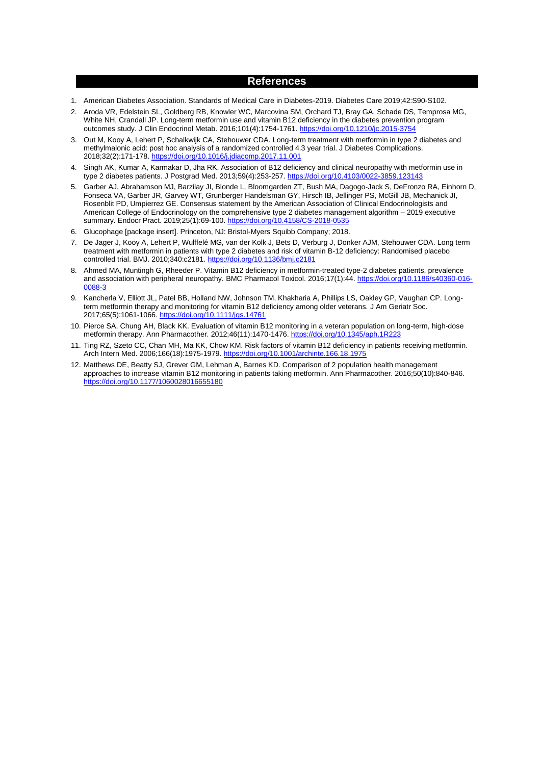## References

1. American Diabetes Association. Standards of Medical Care in Diabetes-2019. Diabetes Care 2019;42:S90-S102.
2. Aroda VR, Edelstein SL, Goldberg RB, Knowler WC, Marcovina SM, Orchard TJ, Bray GA, Schade DS, Temprosa MG, White NH, Crandall JP. Long-term metformin use and vitamin B12 deficiency in the diabetes prevention program outcomes study. J Clin Endocrinol Metab. 2016;101(4):1754-1761. https://doi.org/10.1210/jc.2015-3754
3. Out M, Kooy A, Lehert P, Schalkwijk CA, Stehouwer CDA. Long-term treatment with metformin in type 2 diabetes and methylmalonic acid: post hoc analysis of a randomized controlled 4.3 year trial. J Diabetes Complications. 2018;32(2):171-178. https://doi.org/10.1016/j.jdiacomp.2017.11.001
4. Singh AK, Kumar A, Karmakar D, Jha RK. Association of B12 deficiency and clinical neuropathy with metformin use in type 2 diabetes patients. J Postgrad Med. 2013;59(4):253-257. https://doi.org/10.4103/0022-3859.123143
5. Garber AJ, Abrahamson MJ, Barzilay JI, Blonde L, Bloomgarden ZT, Bush MA, Dagogo-Jack S, DeFronzo RA, Einhorn D, Fonseca VA, Garber JR, Garvey WT, Grunberger Handelsman GY, Hirsch IB, Jellinger PS, McGill JB, Mechanick JI, Rosenblit PD, Umpierrez GE. Consensus statement by the American Association of Clinical Endocrinologists and American College of Endocrinology on the comprehensive type 2 diabetes management algorithm – 2019 executive summary. Endocr Pract. 2019;25(1):69-100. https://doi.org/10.4158/CS-2018-0535
6. Glucophage [package insert]. Princeton, NJ: Bristol-Myers Squibb Company; 2018.
7. De Jager J, Kooy A, Lehert P, Wulffelé MG, van der Kolk J, Bets D, Verburg J, Donker AJM, Stehouwer CDA. Long term treatment with metformin in patients with type 2 diabetes and risk of vitamin B-12 deficiency: Randomised placebo controlled trial. BMJ. 2010;340:c2181. https://doi.org/10.1136/bmj.c2181
8. Ahmed MA, Muntingh G, Rheeder P. Vitamin B12 deficiency in metformin-treated type-2 diabetes patients, prevalence and association with peripheral neuropathy. BMC Pharmacol Toxicol. 2016;17(1):44. https://doi.org/10.1186/s40360-016-0088-3
9. Kancherla V, Elliott JL, Patel BB, Holland NW, Johnson TM, Khakharia A, Phillips LS, Oakley GP, Vaughan CP. Long-term metformin therapy and monitoring for vitamin B12 deficiency among older veterans. J Am Geriatr Soc. 2017;65(5):1061-1066. https://doi.org/10.1111/jgs.14761
10. Pierce SA, Chung AH, Black KK. Evaluation of vitamin B12 monitoring in a veteran population on long-term, high-dose metformin therapy. Ann Pharmacother. 2012;46(11):1470-1476. https://doi.org/10.1345/aph.1R223
11. Ting RZ, Szeto CC, Chan MH, Ma KK, Chow KM. Risk factors of vitamin B12 deficiency in patients receiving metformin. Arch Intern Med. 2006;166(18):1975-1979. https://doi.org/10.1001/archinte.166.18.1975
12. Matthews DE, Beatty SJ, Grever GM, Lehman A, Barnes KD. Comparison of 2 population health management approaches to increase vitamin B12 monitoring in patients taking metformin. Ann Pharmacother. 2016;50(10):840-846. https://doi.org/10.1177/1060028016655180